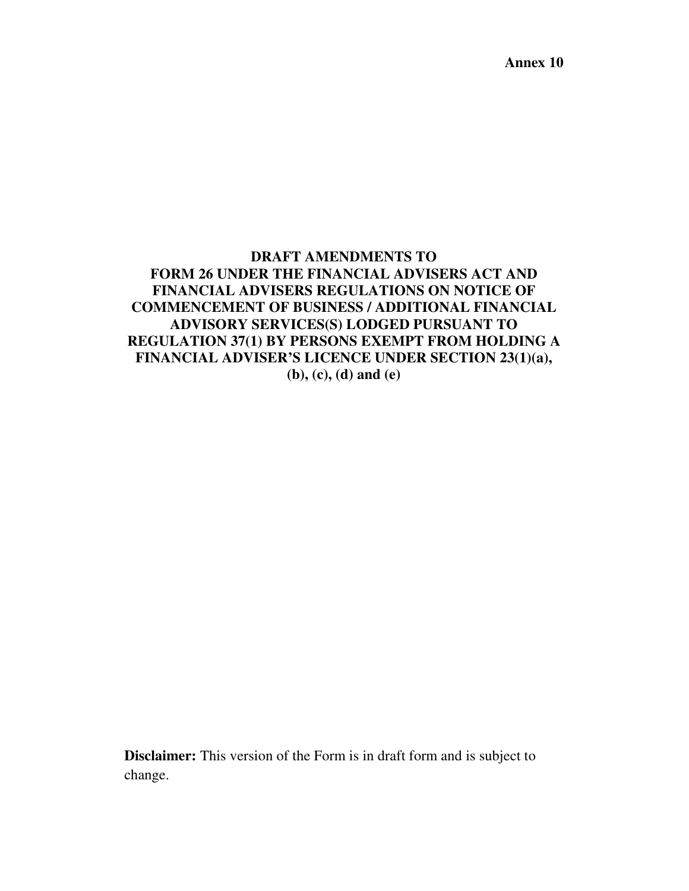**Annex 10**

# DRAFT AMENDMENTS TO FORM 26 UNDER THE FINANCIAL ADVISERS ACT AND FINANCIAL ADVISERS REGULATIONS ON NOTICE OF COMMENCEMENT OF BUSINESS / ADDITIONAL FINANCIAL ADVISORY SERVICES(S) LODGED PURSUANT TO REGULATION 37(1) BY PERSONS EXEMPT FROM HOLDING A FINANCIAL ADVISER'S LICENCE UNDER SECTION 23(1)(a), (b), (c), (d) and (e)

**Disclaimer:** This version of the Form is in draft form and is subject to change.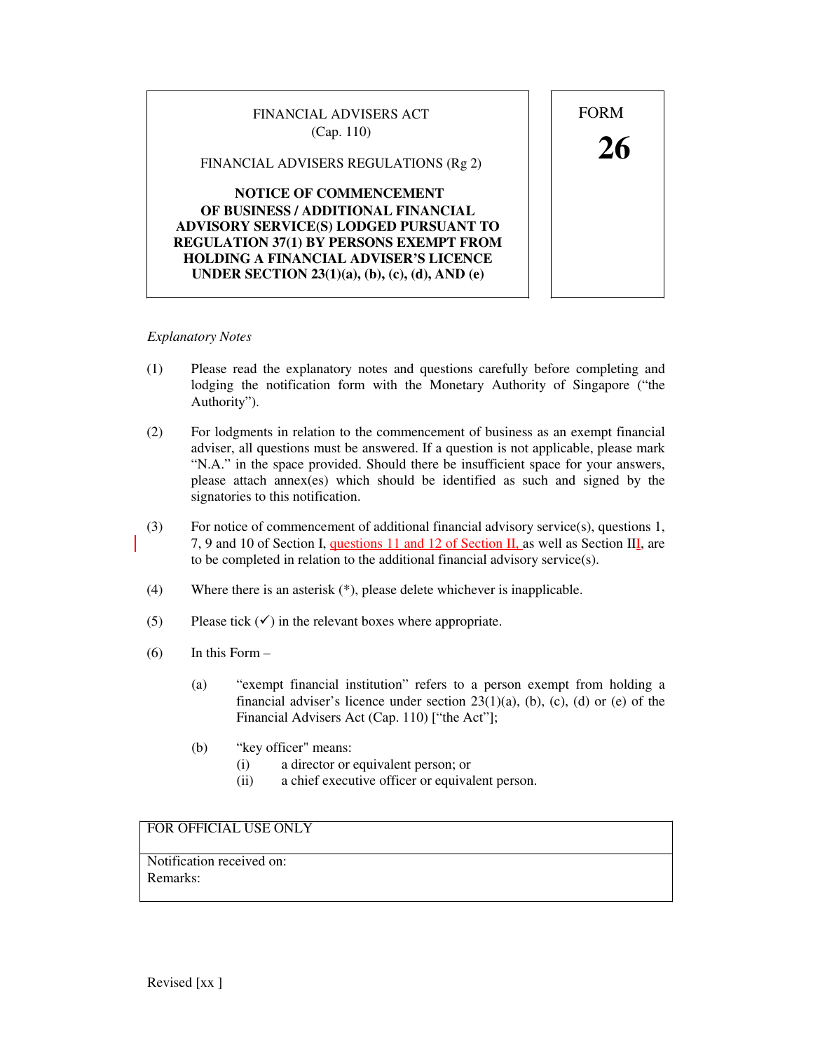FINANCIAL ADVISERS ACT
(Cap. 110)

FINANCIAL ADVISERS REGULATIONS (Rg 2)

**NOTICE OF COMMENCEMENT OF BUSINESS / ADDITIONAL FINANCIAL ADVISORY SERVICE(S) LODGED PURSUANT TO REGULATION 37(1) BY PERSONS EXEMPT FROM HOLDING A FINANCIAL ADVISER'S LICENCE UNDER SECTION 23(1)(a), (b), (c), (d), AND (e)**

FORM
**26**

*Explanatory Notes*

(1) Please read the explanatory notes and questions carefully before completing and lodging the notification form with the Monetary Authority of Singapore ("the Authority").

(2) For lodgments in relation to the commencement of business as an exempt financial adviser, all questions must be answered. If a question is not applicable, please mark "N.A." in the space provided. Should there be insufficient space for your answers, please attach annex(es) which should be identified as such and signed by the signatories to this notification.

(3) For notice of commencement of additional financial advisory service(s), questions 1, 7, 9 and 10 of Section I, questions 11 and 12 of Section II, as well as Section III, are to be completed in relation to the additional financial advisory service(s).

(4) Where there is an asterisk (*), please delete whichever is inapplicable.

(5) Please tick (✓) in the relevant boxes where appropriate.

(6) In this Form –

(a) "exempt financial institution" refers to a person exempt from holding a financial adviser's licence under section 23(1)(a), (b), (c), (d) or (e) of the Financial Advisers Act (Cap. 110) ["the Act"];

(b) "key officer" means:
   (i) a director or equivalent person; or
   (ii) a chief executive officer or equivalent person.

| FOR OFFICIAL USE ONLY |
|---|
| Notification received on:<br>Remarks: |

Revised [xx ]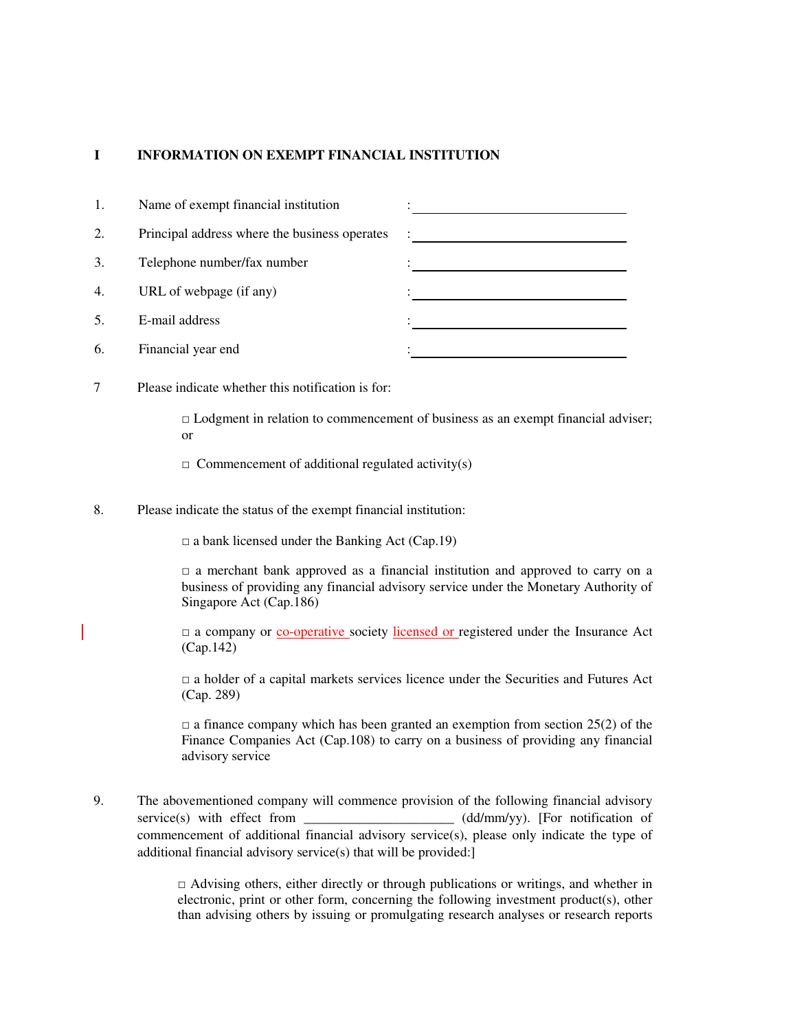## I INFORMATION ON EXEMPT FINANCIAL INSTITUTION

1. Name of exempt financial institution : ______________________________
2. Principal address where the business operates : ______________________________
3. Telephone number/fax number : ______________________________
4. URL of webpage (if any) : ______________________________
5. E-mail address : ______________________________
6. Financial year end : ______________________________

7 Please indicate whether this notification is for:

   □ Lodgment in relation to commencement of business as an exempt financial adviser; or

   □ Commencement of additional regulated activity(s)

8. Please indicate the status of the exempt financial institution:

   □ a bank licensed under the Banking Act (Cap.19)

   □ a merchant bank approved as a financial institution and approved to carry on a business of providing any financial advisory service under the Monetary Authority of Singapore Act (Cap.186)

   □ a company or co-operative society licensed or registered under the Insurance Act (Cap.142)

   □ a holder of a capital markets services licence under the Securities and Futures Act (Cap. 289)

   □ a finance company which has been granted an exemption from section 25(2) of the Finance Companies Act (Cap.108) to carry on a business of providing any financial advisory service

9. The abovementioned company will commence provision of the following financial advisory service(s) with effect from ______________________ (dd/mm/yy). [For notification of commencement of additional financial advisory service(s), please only indicate the type of additional financial advisory service(s) that will be provided:]

   □ Advising others, either directly or through publications or writings, and whether in electronic, print or other form, concerning the following investment product(s), other than advising others by issuing or promulgating research analyses or research reports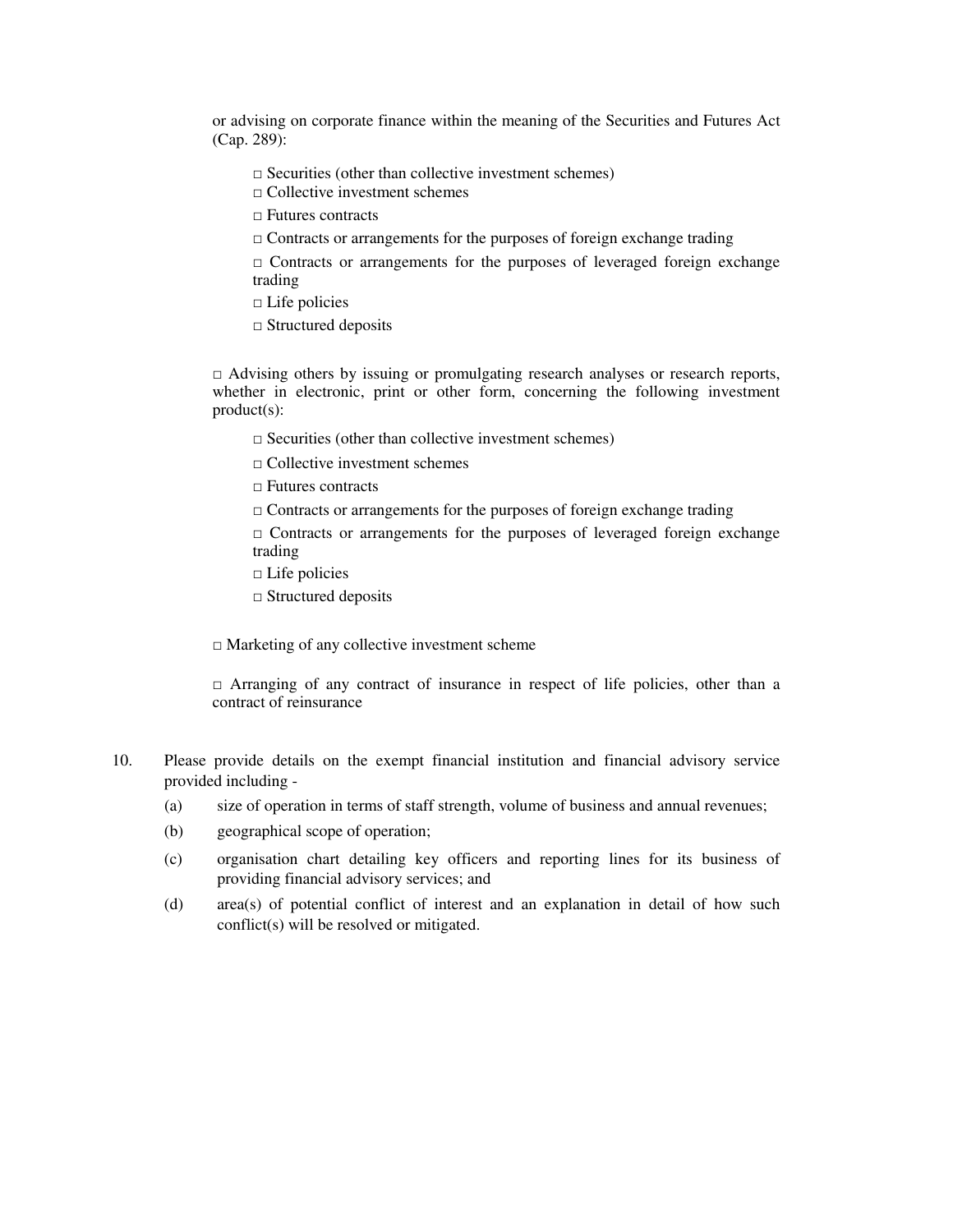or advising on corporate finance within the meaning of the Securities and Futures Act (Cap. 289):

□ Securities (other than collective investment schemes)

□ Collective investment schemes

□ Futures contracts

□ Contracts or arrangements for the purposes of foreign exchange trading

□ Contracts or arrangements for the purposes of leveraged foreign exchange trading

□ Life policies

□ Structured deposits

□ Advising others by issuing or promulgating research analyses or research reports, whether in electronic, print or other form, concerning the following investment product(s):

□ Securities (other than collective investment schemes)

□ Collective investment schemes

□ Futures contracts

□ Contracts or arrangements for the purposes of foreign exchange trading

□ Contracts or arrangements for the purposes of leveraged foreign exchange trading

□ Life policies

□ Structured deposits

□ Marketing of any collective investment scheme

□ Arranging of any contract of insurance in respect of life policies, other than a contract of reinsurance

10. Please provide details on the exempt financial institution and financial advisory service provided including -

   (a) size of operation in terms of staff strength, volume of business and annual revenues;

   (b) geographical scope of operation;

   (c) organisation chart detailing key officers and reporting lines for its business of providing financial advisory services; and

   (d) area(s) of potential conflict of interest and an explanation in detail of how such conflict(s) will be resolved or mitigated.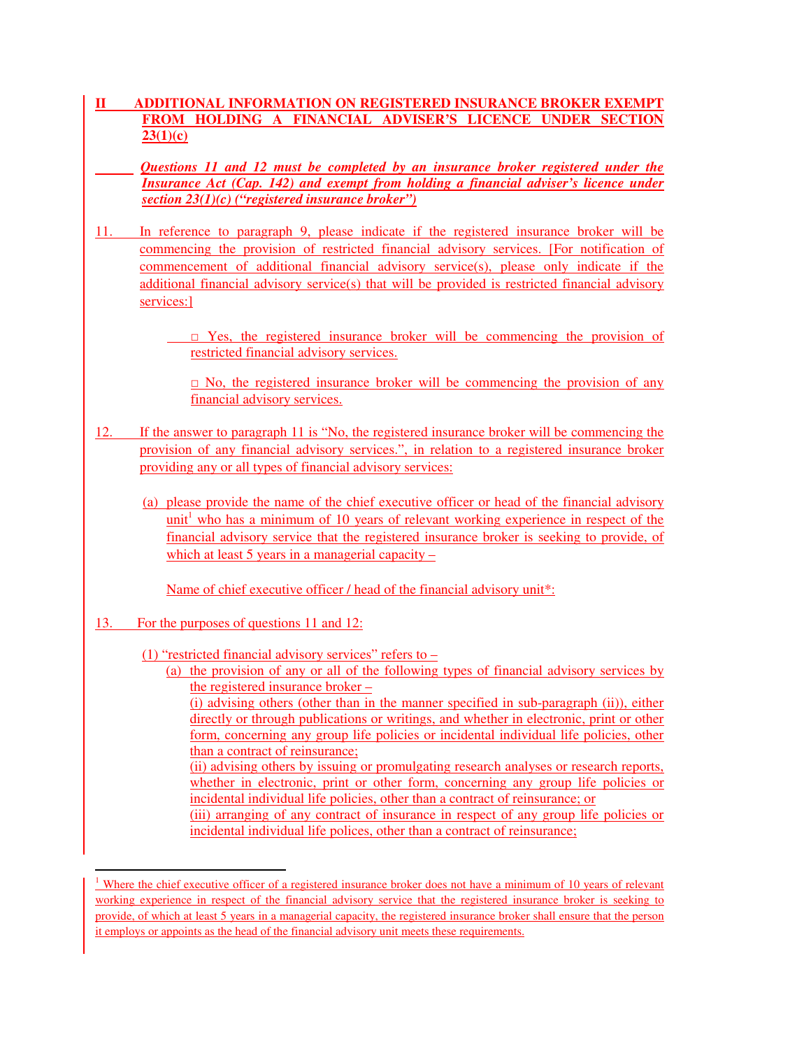## II ADDITIONAL INFORMATION ON REGISTERED INSURANCE BROKER EXEMPT FROM HOLDING A FINANCIAL ADVISER'S LICENCE UNDER SECTION 23(1)(c)

***Questions 11 and 12 must be completed by an insurance broker registered under the Insurance Act (Cap. 142) and exempt from holding a financial adviser's licence under section 23(1)(c) ("registered insurance broker")***

11. In reference to paragraph 9, please indicate if the registered insurance broker will be commencing the provision of restricted financial advisory services. [For notification of commencement of additional financial advisory service(s), please only indicate if the additional financial advisory service(s) that will be provided is restricted financial advisory services:]

    □ Yes, the registered insurance broker will be commencing the provision of restricted financial advisory services.

    □ No, the registered insurance broker will be commencing the provision of any financial advisory services.

12. If the answer to paragraph 11 is "No, the registered insurance broker will be commencing the provision of any financial advisory services.", in relation to a registered insurance broker providing any or all types of financial advisory services:

    (a) please provide the name of the chief executive officer or head of the financial advisory unit[1] who has a minimum of 10 years of relevant working experience in respect of the financial advisory service that the registered insurance broker is seeking to provide, of which at least 5 years in a managerial capacity –

    Name of chief executive officer / head of the financial advisory unit*:

13. For the purposes of questions 11 and 12:

    (1) "restricted financial advisory services" refers to –

    (a) the provision of any or all of the following types of financial advisory services by the registered insurance broker –

    (i) advising others (other than in the manner specified in sub-paragraph (ii)), either directly or through publications or writings, and whether in electronic, print or other form, concerning any group life policies or incidental individual life policies, other than a contract of reinsurance;

    (ii) advising others by issuing or promulgating research analyses or research reports, whether in electronic, print or other form, concerning any group life policies or incidental individual life policies, other than a contract of reinsurance; or

    (iii) arranging of any contract of insurance in respect of any group life policies or incidental individual life polices, other than a contract of reinsurance;

---

[1] Where the chief executive officer of a registered insurance broker does not have a minimum of 10 years of relevant working experience in respect of the financial advisory service that the registered insurance broker is seeking to provide, of which at least 5 years in a managerial capacity, the registered insurance broker shall ensure that the person it employs or appoints as the head of the financial advisory unit meets these requirements.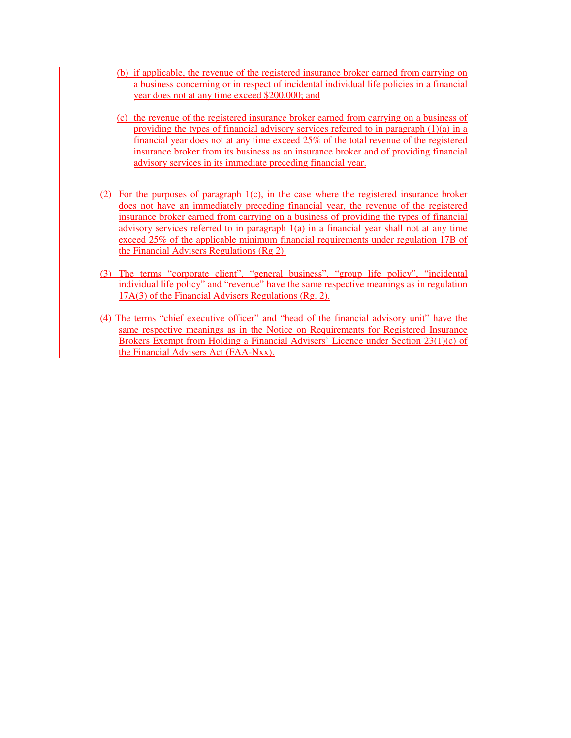(b) if applicable, the revenue of the registered insurance broker earned from carrying on a business concerning or in respect of incidental individual life policies in a financial year does not at any time exceed $200,000; and

(c) the revenue of the registered insurance broker earned from carrying on a business of providing the types of financial advisory services referred to in paragraph (1)(a) in a financial year does not at any time exceed 25% of the total revenue of the registered insurance broker from its business as an insurance broker and of providing financial advisory services in its immediate preceding financial year.

(2) For the purposes of paragraph 1(c), in the case where the registered insurance broker does not have an immediately preceding financial year, the revenue of the registered insurance broker earned from carrying on a business of providing the types of financial advisory services referred to in paragraph 1(a) in a financial year shall not at any time exceed 25% of the applicable minimum financial requirements under regulation 17B of the Financial Advisers Regulations (Rg 2).

(3) The terms "corporate client", "general business", "group life policy", "incidental individual life policy" and "revenue" have the same respective meanings as in regulation 17A(3) of the Financial Advisers Regulations (Rg. 2).

(4) The terms "chief executive officer" and "head of the financial advisory unit" have the same respective meanings as in the Notice on Requirements for Registered Insurance Brokers Exempt from Holding a Financial Advisers' Licence under Section 23(1)(c) of the Financial Advisers Act (FAA-Nxx).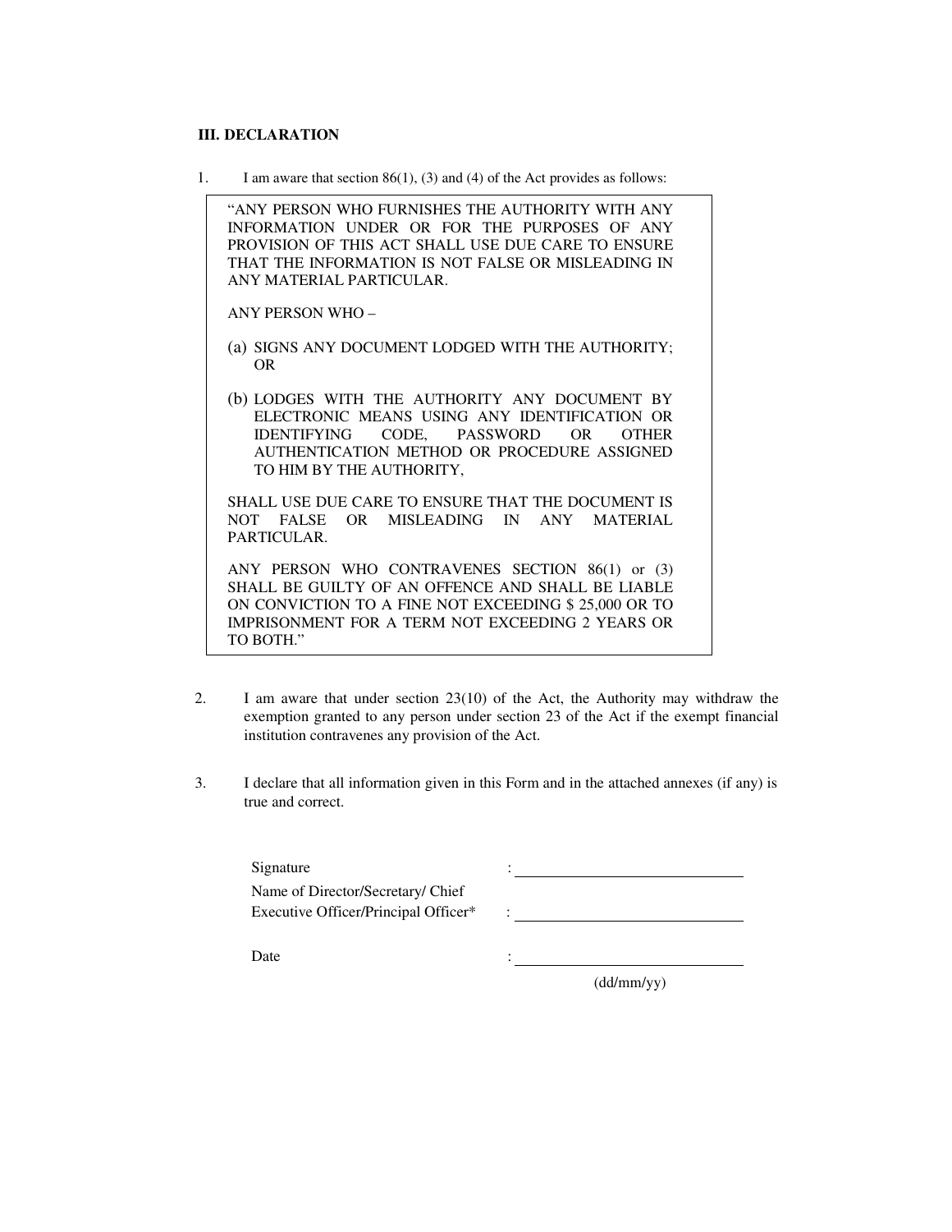### III. DECLARATION

1. I am aware that section 86(1), (3) and (4) of the Act provides as follows:

> "ANY PERSON WHO FURNISHES THE AUTHORITY WITH ANY INFORMATION UNDER OR FOR THE PURPOSES OF ANY PROVISION OF THIS ACT SHALL USE DUE CARE TO ENSURE THAT THE INFORMATION IS NOT FALSE OR MISLEADING IN ANY MATERIAL PARTICULAR.
>
> ANY PERSON WHO –
>
> (a) SIGNS ANY DOCUMENT LODGED WITH THE AUTHORITY; OR
>
> (b) LODGES WITH THE AUTHORITY ANY DOCUMENT BY ELECTRONIC MEANS USING ANY IDENTIFICATION OR IDENTIFYING CODE, PASSWORD OR OTHER AUTHENTICATION METHOD OR PROCEDURE ASSIGNED TO HIM BY THE AUTHORITY,
>
> SHALL USE DUE CARE TO ENSURE THAT THE DOCUMENT IS NOT FALSE OR MISLEADING IN ANY MATERIAL PARTICULAR.
>
> ANY PERSON WHO CONTRAVENES SECTION 86(1) or (3) SHALL BE GUILTY OF AN OFFENCE AND SHALL BE LIABLE ON CONVICTION TO A FINE NOT EXCEEDING $ 25,000 OR TO IMPRISONMENT FOR A TERM NOT EXCEEDING 2 YEARS OR TO BOTH."

2. I am aware that under section 23(10) of the Act, the Authority may withdraw the exemption granted to any person under section 23 of the Act if the exempt financial institution contravenes any provision of the Act.

3. I declare that all information given in this Form and in the attached annexes (if any) is true and correct.

Signature : ______________________________

Name of Director/Secretary/ Chief Executive Officer/Principal Officer* : ______________________________

Date : ______________________________
(dd/mm/yy)